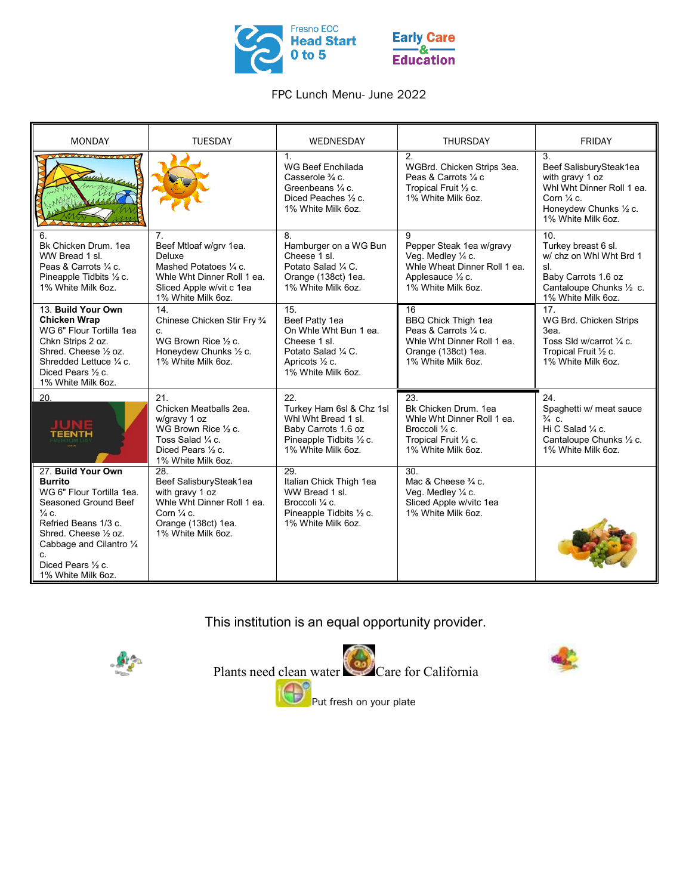Fresno EOC Head Start 0 to 5

Early Care & Education

FPC Lunch Menu- June 2022

| MONDAY | TUESDAY | WEDNESDAY | THURSDAY | FRIDAY |
|---|---|---|---|---|
| | | 1. WG Beef Enchilada Casserole ¾ c. Greenbeans ¼ c. Diced Peaches ½ c. 1% White Milk 6oz. | 2. WGBrd. Chicken Strips 3ea. Peas & Carrots ¼ c Tropical Fruit ½ c. 1% White Milk 6oz. | 3. Beef SalisburySteak1ea with gravy 1 oz Whl Wht Dinner Roll 1 ea. Corn ¼ c. Honeydew Chunks ½ c. 1% White Milk 6oz. |
| 6. Bk Chicken Drum. 1ea WW Bread 1 sl. Peas & Carrots ¼ c. Pineapple Tidbits ½ c. 1% White Milk 6oz. | 7. Beef Mtloaf w/grv 1ea. Deluxe Mashed Potatoes ¼ c. Whle Wht Dinner Roll 1 ea. Sliced Apple w/vit c 1ea 1% White Milk 6oz. | 8. Hamburger on a WG Bun Cheese 1 sl. Potato Salad ¼ C. Orange (138ct) 1ea. 1% White Milk 6oz. | 9 Pepper Steak 1ea w/gravy Veg. Medley ¼ c. Whle Wheat Dinner Roll 1 ea. Applesauce ½ c. 1% White Milk 6oz. | 10. Turkey breast 6 sl. w/ chz on Whl Wht Brd 1 sl. Baby Carrots 1.6 oz Cantaloupe Chunks ½ c. 1% White Milk 6oz. |
| 13. **Build Your Own Chicken Wrap** WG 6" Flour Tortilla 1ea Chkn Strips 2 oz. Shred. Cheese ½ oz. Shredded Lettuce ¼ c. Diced Pears ½ c. 1% White Milk 6oz. | 14. Chinese Chicken Stir Fry ¾ c. WG Brown Rice ½ c. Honeydew Chunks ½ c. 1% White Milk 6oz. | 15. Beef Patty 1ea On Whle Wht Bun 1 ea. Cheese 1 sl. Potato Salad ¼ C. Apricots ½ c. 1% White Milk 6oz. | 16 BBQ Chick Thigh 1ea Peas & Carrots ¼ c. Whle Wht Dinner Roll 1 ea. Orange (138ct) 1ea. 1% White Milk 6oz. | 17. WG Brd. Chicken Strips 3ea. Toss Sld w/carrot ¼ c. Tropical Fruit ½ c. 1% White Milk 6oz. |
| 20. JUNETEENTH FREEDOM DAY | 21. Chicken Meatballs 2ea. w/gravy 1 oz WG Brown Rice ½ c. Toss Salad ¼ c. Diced Pears ½ c. 1% White Milk 6oz. | 22. Turkey Ham 6sl & Chz 1sl Whl Wht Bread 1 sl. Baby Carrots 1.6 oz Pineapple Tidbits ½ c. 1% White Milk 6oz. | 23. Bk Chicken Drum. 1ea Whle Wht Dinner Roll 1 ea. Broccoli ¼ c. Tropical Fruit ½ c. 1% White Milk 6oz. | 24. Spaghetti w/ meat sauce ¾ c. Hi C Salad ¼ c. Cantaloupe Chunks ½ c. 1% White Milk 6oz. |
| 27. **Build Your Own Burrito** WG 6" Flour Tortilla 1ea. Seasoned Ground Beef ¼ c. Refried Beans 1/3 c. Shred. Cheese ½ oz. Cabbage and Cilantro ¼ c. Diced Pears ½ c. 1% White Milk 6oz. | 28. Beef SalisburySteak1ea with gravy 1 oz Whle Wht Dinner Roll 1 ea. Corn ¼ c. Orange (138ct) 1ea. 1% White Milk 6oz. | 29. Italian Chick Thigh 1ea WW Bread 1 sl. Broccoli ¼ c. Pineapple Tidbits ½ c. 1% White Milk 6oz. | 30. Mac & Cheese ¾ c. Veg. Medley ¼ c. Sliced Apple w/vitc 1ea 1% White Milk 6oz. | |

This institution is an equal opportunity provider.

Plants need clean water Care for California

Put fresh on your plate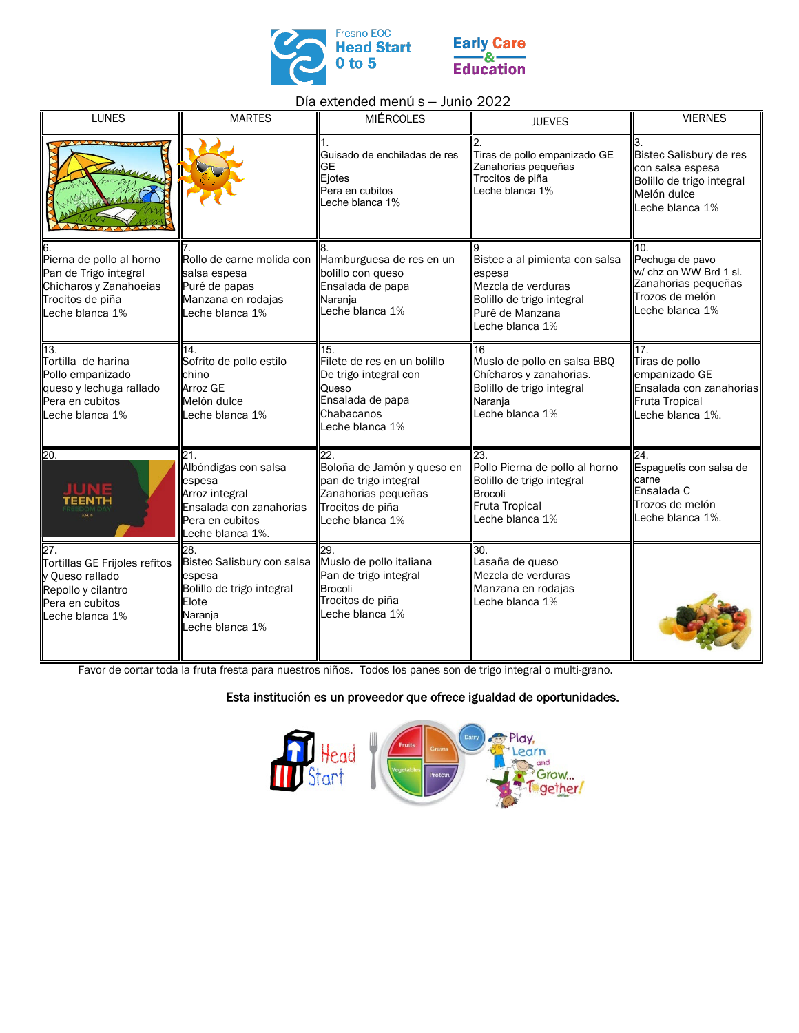Fresno EOC Head Start 0 to 5

Early Care & Education

Día extended menú s – Junio 2022

| LUNES | MARTES | MIÉRCOLES | JUEVES | VIERNES |
|---|---|---|---|---|
| | | 1. Guisado de enchiladas de res GE Ejotes Pera en cubitos Leche blanca 1% | 2. Tiras de pollo empanizado GE Zanahorias pequeñas Trocitos de piña Leche blanca 1% | 3. Bistec Salisbury de res con salsa espesa Bolillo de trigo integral Melón dulce Leche blanca 1% |
| 6. Pierna de pollo al horno Pan de Trigo integral Chicharos y Zanahoeias Trocitos de piña Leche blanca 1% | 7. Rollo de carne molida con salsa espesa Puré de papas Manzana en rodajas Leche blanca 1% | 8. Hamburguesa de res en un bolillo con queso Ensalada de papa Naranja Leche blanca 1% | 9 Bistec a al pimienta con salsa espesa Mezcla de verduras Bolillo de trigo integral Puré de Manzana Leche blanca 1% | 10. Pechuga de pavo w/ chz on WW Brd 1 sl. Zanahorias pequeñas Trozos de melón Leche blanca 1% |
| 13. Tortilla de harina Pollo empanizado queso y lechuga rallado Pera en cubitos Leche blanca 1% | 14. Sofrito de pollo estilo chino Arroz GE Melón dulce Leche blanca 1% | 15. Filete de res en un bolillo De trigo integral con Queso Ensalada de papa Chabacanos Leche blanca 1% | 16 Muslo de pollo en salsa BBQ Chícharos y zanahorias. Bolillo de trigo integral Naranja Leche blanca 1% | 17. Tiras de pollo empanizado GE Ensalada con zanahorias Fruta Tropical Leche blanca 1%. |
| 20. JUNETEENTH FREEDOM DAY | 21. Albóndigas con salsa espesa Arroz integral Ensalada con zanahorias Pera en cubitos Leche blanca 1%. | 22. Boloña de Jamón y queso en pan de trigo integral Zanahorias pequeñas Trocitos de piña Leche blanca 1% | 23. Pollo Pierna de pollo al horno Bolillo de trigo integral Brocoli Fruta Tropical Leche blanca 1% | 24. Espaguetis con salsa de carne Ensalada C Trozos de melón Leche blanca 1%. |
| 27. Tortillas GE Frijoles refitos y Queso rallado Repollo y cilantro Pera en cubitos Leche blanca 1% | 28. Bistec Salisbury con salsa espesa Bolillo de trigo integral Elote Naranja Leche blanca 1% | 29. Muslo de pollo italiana Pan de trigo integral Brocoli Trocitos de piña Leche blanca 1% | 30. Lasaña de queso Mezcla de verduras Manzana en rodajas Leche blanca 1% | |

Favor de cortar toda la fruta fresta para nuestros niños. Todos los panes son de trigo integral o multi-grano.

**Esta institución es un proveedor que ofrece igualdad de oportunidades.**

Head Start

Play, Learn and Grow... Together!